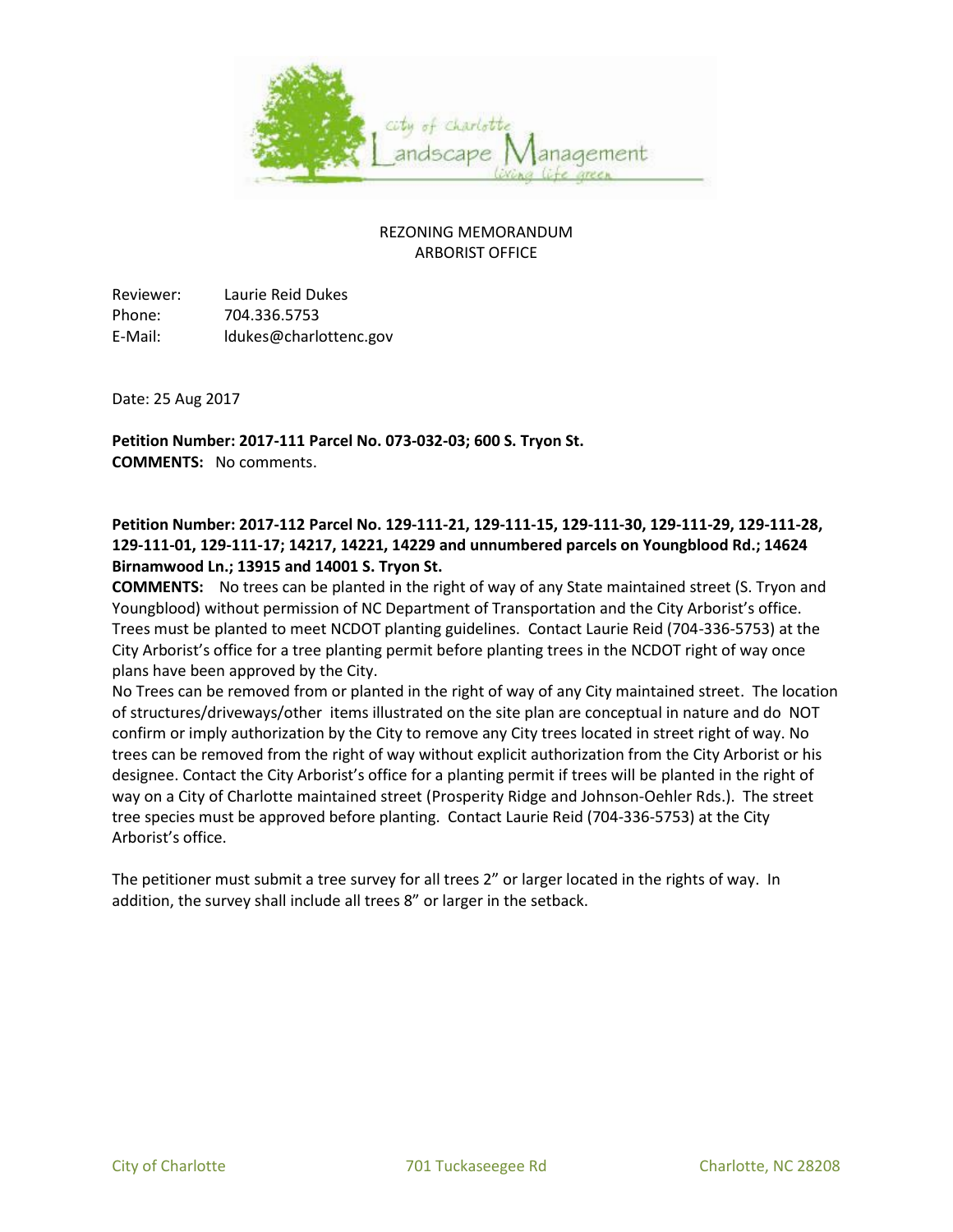# REZONING MEMORANDUM
## ARBORIST OFFICE

Reviewer: Laurie Reid Dukes
Phone: 704.336.5753
E-Mail: ldukes@charlottenc.gov

Date: 25 Aug 2017

**Petition Number: 2017-111 Parcel No. 073-032-03; 600 S. Tryon St.**
**COMMENTS:** No comments.

**Petition Number: 2017-112 Parcel No. 129-111-21, 129-111-15, 129-111-30, 129-111-29, 129-111-28, 129-111-01, 129-111-17; 14217, 14221, 14229 and unnumbered parcels on Youngblood Rd.; 14624 Birnamwood Ln.; 13915 and 14001 S. Tryon St.**
**COMMENTS:** No trees can be planted in the right of way of any State maintained street (S. Tryon and Youngblood) without permission of NC Department of Transportation and the City Arborist's office. Trees must be planted to meet NCDOT planting guidelines. Contact Laurie Reid (704-336-5753) at the City Arborist's office for a tree planting permit before planting trees in the NCDOT right of way once plans have been approved by the City.
No Trees can be removed from or planted in the right of way of any City maintained street. The location of structures/driveways/other items illustrated on the site plan are conceptual in nature and do NOT confirm or imply authorization by the City to remove any City trees located in street right of way. No trees can be removed from the right of way without explicit authorization from the City Arborist or his designee. Contact the City Arborist's office for a planting permit if trees will be planted in the right of way on a City of Charlotte maintained street (Prosperity Ridge and Johnson-Oehler Rds.). The street tree species must be approved before planting. Contact Laurie Reid (704-336-5753) at the City Arborist's office.

The petitioner must submit a tree survey for all trees 2" or larger located in the rights of way. In addition, the survey shall include all trees 8" or larger in the setback.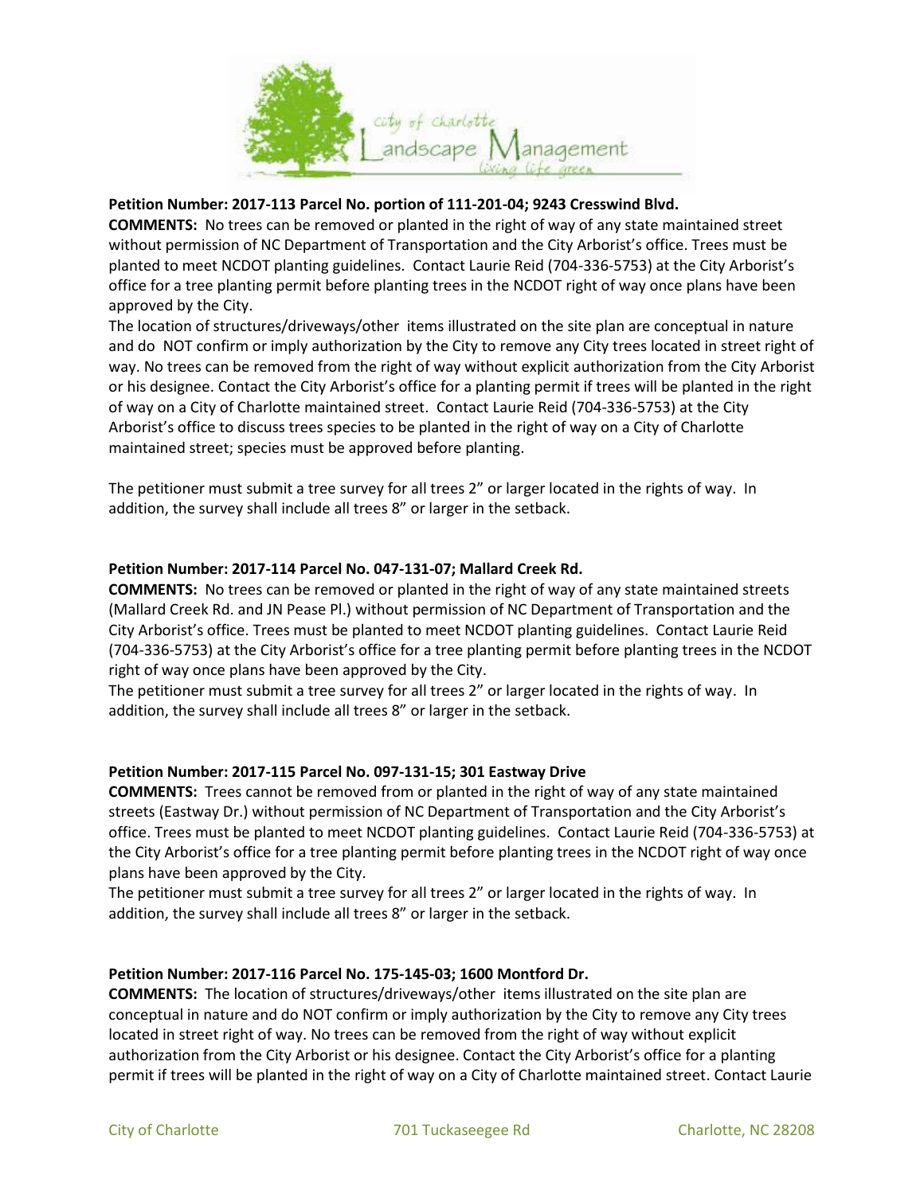**Petition Number: 2017-113 Parcel No. portion of 111-201-04; 9243 Cresswind Blvd.**

**COMMENTS:** No trees can be removed or planted in the right of way of any state maintained street without permission of NC Department of Transportation and the City Arborist's office. Trees must be planted to meet NCDOT planting guidelines. Contact Laurie Reid (704-336-5753) at the City Arborist's office for a tree planting permit before planting trees in the NCDOT right of way once plans have been approved by the City.

The location of structures/driveways/other items illustrated on the site plan are conceptual in nature and do NOT confirm or imply authorization by the City to remove any City trees located in street right of way. No trees can be removed from the right of way without explicit authorization from the City Arborist or his designee. Contact the City Arborist's office for a planting permit if trees will be planted in the right of way on a City of Charlotte maintained street. Contact Laurie Reid (704-336-5753) at the City Arborist's office to discuss trees species to be planted in the right of way on a City of Charlotte maintained street; species must be approved before planting.

The petitioner must submit a tree survey for all trees 2" or larger located in the rights of way. In addition, the survey shall include all trees 8" or larger in the setback.

**Petition Number: 2017-114 Parcel No. 047-131-07; Mallard Creek Rd.**

**COMMENTS:** No trees can be removed or planted in the right of way of any state maintained streets (Mallard Creek Rd. and JN Pease Pl.) without permission of NC Department of Transportation and the City Arborist's office. Trees must be planted to meet NCDOT planting guidelines. Contact Laurie Reid (704-336-5753) at the City Arborist's office for a tree planting permit before planting trees in the NCDOT right of way once plans have been approved by the City.

The petitioner must submit a tree survey for all trees 2" or larger located in the rights of way. In addition, the survey shall include all trees 8" or larger in the setback.

**Petition Number: 2017-115 Parcel No. 097-131-15; 301 Eastway Drive**

**COMMENTS:** Trees cannot be removed from or planted in the right of way of any state maintained streets (Eastway Dr.) without permission of NC Department of Transportation and the City Arborist's office. Trees must be planted to meet NCDOT planting guidelines. Contact Laurie Reid (704-336-5753) at the City Arborist's office for a tree planting permit before planting trees in the NCDOT right of way once plans have been approved by the City.

The petitioner must submit a tree survey for all trees 2" or larger located in the rights of way. In addition, the survey shall include all trees 8" or larger in the setback.

**Petition Number: 2017-116 Parcel No. 175-145-03; 1600 Montford Dr.**

**COMMENTS:** The location of structures/driveways/other items illustrated on the site plan are conceptual in nature and do NOT confirm or imply authorization by the City to remove any City trees located in street right of way. No trees can be removed from the right of way without explicit authorization from the City Arborist or his designee. Contact the City Arborist's office for a planting permit if trees will be planted in the right of way on a City of Charlotte maintained street. Contact Laurie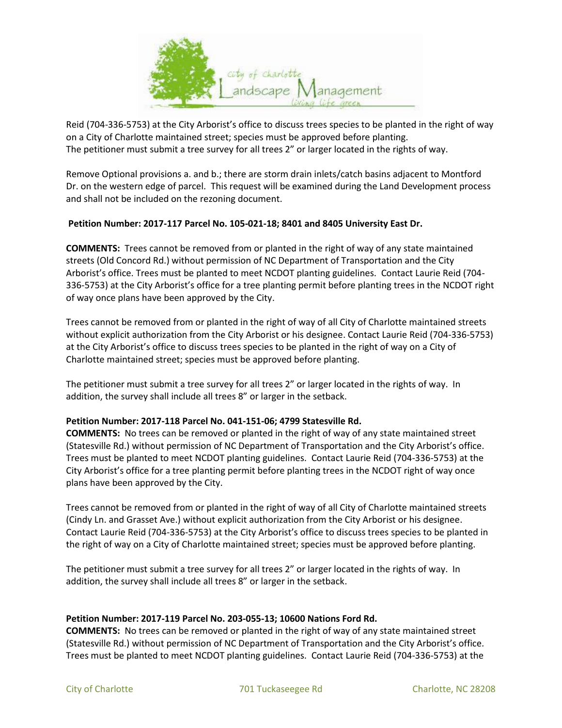Reid (704-336-5753) at the City Arborist's office to discuss trees species to be planted in the right of way on a City of Charlotte maintained street; species must be approved before planting.
The petitioner must submit a tree survey for all trees 2" or larger located in the rights of way.

Remove Optional provisions a. and b.; there are storm drain inlets/catch basins adjacent to Montford Dr. on the western edge of parcel. This request will be examined during the Land Development process and shall not be included on the rezoning document.

**Petition Number: 2017-117 Parcel No. 105-021-18; 8401 and 8405 University East Dr.**

**COMMENTS:** Trees cannot be removed from or planted in the right of way of any state maintained streets (Old Concord Rd.) without permission of NC Department of Transportation and the City Arborist's office. Trees must be planted to meet NCDOT planting guidelines. Contact Laurie Reid (704-336-5753) at the City Arborist's office for a tree planting permit before planting trees in the NCDOT right of way once plans have been approved by the City.

Trees cannot be removed from or planted in the right of way of all City of Charlotte maintained streets without explicit authorization from the City Arborist or his designee. Contact Laurie Reid (704-336-5753) at the City Arborist's office to discuss trees species to be planted in the right of way on a City of Charlotte maintained street; species must be approved before planting.

The petitioner must submit a tree survey for all trees 2" or larger located in the rights of way. In addition, the survey shall include all trees 8" or larger in the setback.

**Petition Number: 2017-118 Parcel No. 041-151-06; 4799 Statesville Rd.**

**COMMENTS:** No trees can be removed or planted in the right of way of any state maintained street (Statesville Rd.) without permission of NC Department of Transportation and the City Arborist's office. Trees must be planted to meet NCDOT planting guidelines. Contact Laurie Reid (704-336-5753) at the City Arborist's office for a tree planting permit before planting trees in the NCDOT right of way once plans have been approved by the City.

Trees cannot be removed from or planted in the right of way of all City of Charlotte maintained streets (Cindy Ln. and Grasset Ave.) without explicit authorization from the City Arborist or his designee. Contact Laurie Reid (704-336-5753) at the City Arborist's office to discuss trees species to be planted in the right of way on a City of Charlotte maintained street; species must be approved before planting.

The petitioner must submit a tree survey for all trees 2" or larger located in the rights of way. In addition, the survey shall include all trees 8" or larger in the setback.

**Petition Number: 2017-119 Parcel No. 203-055-13; 10600 Nations Ford Rd.**

**COMMENTS:** No trees can be removed or planted in the right of way of any state maintained street (Statesville Rd.) without permission of NC Department of Transportation and the City Arborist's office. Trees must be planted to meet NCDOT planting guidelines. Contact Laurie Reid (704-336-5753) at the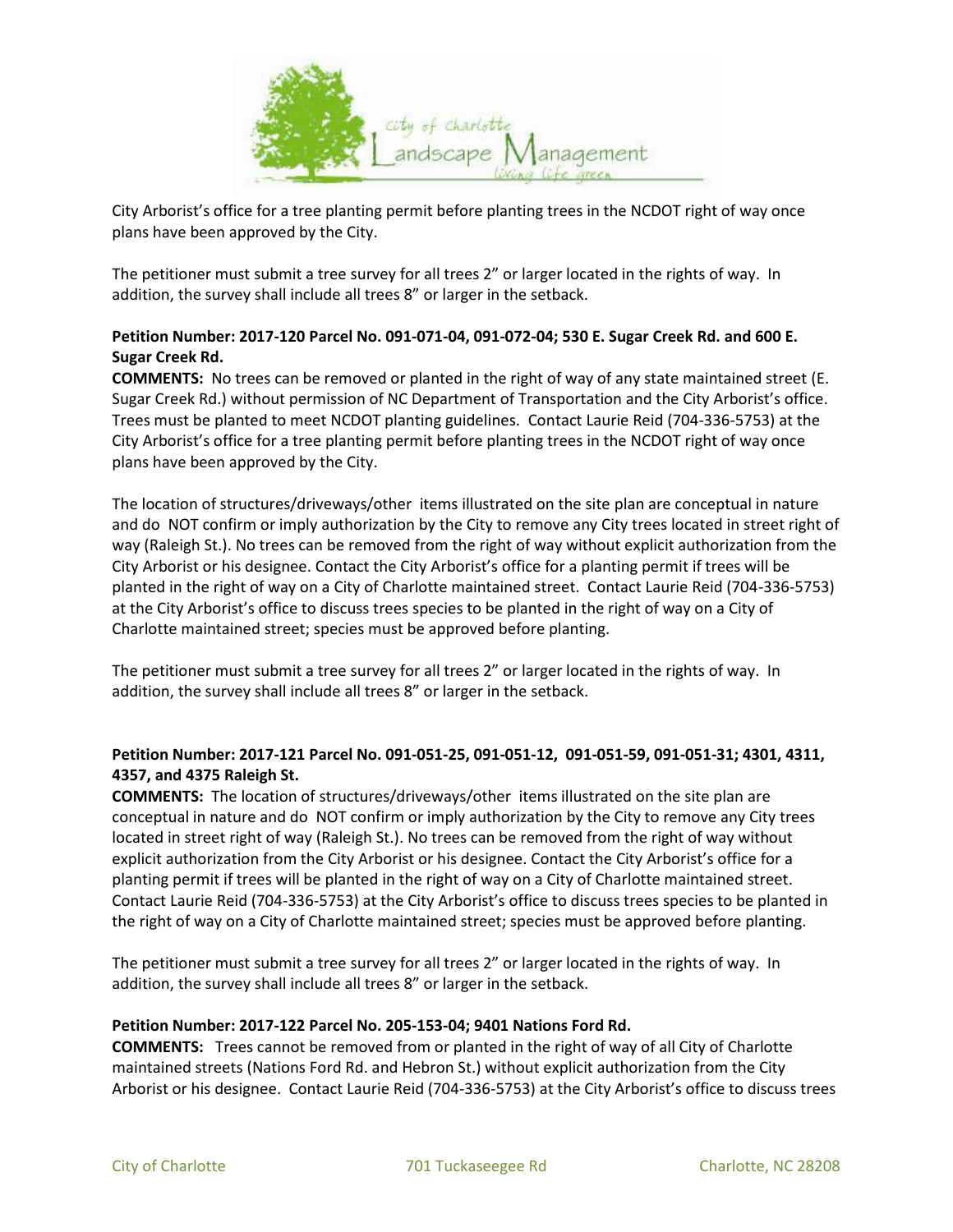City Arborist's office for a tree planting permit before planting trees in the NCDOT right of way once plans have been approved by the City.

The petitioner must submit a tree survey for all trees 2" or larger located in the rights of way. In addition, the survey shall include all trees 8" or larger in the setback.

**Petition Number: 2017-120 Parcel No. 091-071-04, 091-072-04; 530 E. Sugar Creek Rd. and 600 E. Sugar Creek Rd.**

**COMMENTS:** No trees can be removed or planted in the right of way of any state maintained street (E. Sugar Creek Rd.) without permission of NC Department of Transportation and the City Arborist's office. Trees must be planted to meet NCDOT planting guidelines. Contact Laurie Reid (704-336-5753) at the City Arborist's office for a tree planting permit before planting trees in the NCDOT right of way once plans have been approved by the City.

The location of structures/driveways/other items illustrated on the site plan are conceptual in nature and do NOT confirm or imply authorization by the City to remove any City trees located in street right of way (Raleigh St.). No trees can be removed from the right of way without explicit authorization from the City Arborist or his designee. Contact the City Arborist's office for a planting permit if trees will be planted in the right of way on a City of Charlotte maintained street. Contact Laurie Reid (704-336-5753) at the City Arborist's office to discuss trees species to be planted in the right of way on a City of Charlotte maintained street; species must be approved before planting.

The petitioner must submit a tree survey for all trees 2" or larger located in the rights of way. In addition, the survey shall include all trees 8" or larger in the setback.

**Petition Number: 2017-121 Parcel No. 091-051-25, 091-051-12, 091-051-59, 091-051-31; 4301, 4311, 4357, and 4375 Raleigh St.**

**COMMENTS:** The location of structures/driveways/other items illustrated on the site plan are conceptual in nature and do NOT confirm or imply authorization by the City to remove any City trees located in street right of way (Raleigh St.). No trees can be removed from the right of way without explicit authorization from the City Arborist or his designee. Contact the City Arborist's office for a planting permit if trees will be planted in the right of way on a City of Charlotte maintained street. Contact Laurie Reid (704-336-5753) at the City Arborist's office to discuss trees species to be planted in the right of way on a City of Charlotte maintained street; species must be approved before planting.

The petitioner must submit a tree survey for all trees 2" or larger located in the rights of way. In addition, the survey shall include all trees 8" or larger in the setback.

**Petition Number: 2017-122 Parcel No. 205-153-04; 9401 Nations Ford Rd.**

**COMMENTS:** Trees cannot be removed from or planted in the right of way of all City of Charlotte maintained streets (Nations Ford Rd. and Hebron St.) without explicit authorization from the City Arborist or his designee. Contact Laurie Reid (704-336-5753) at the City Arborist's office to discuss trees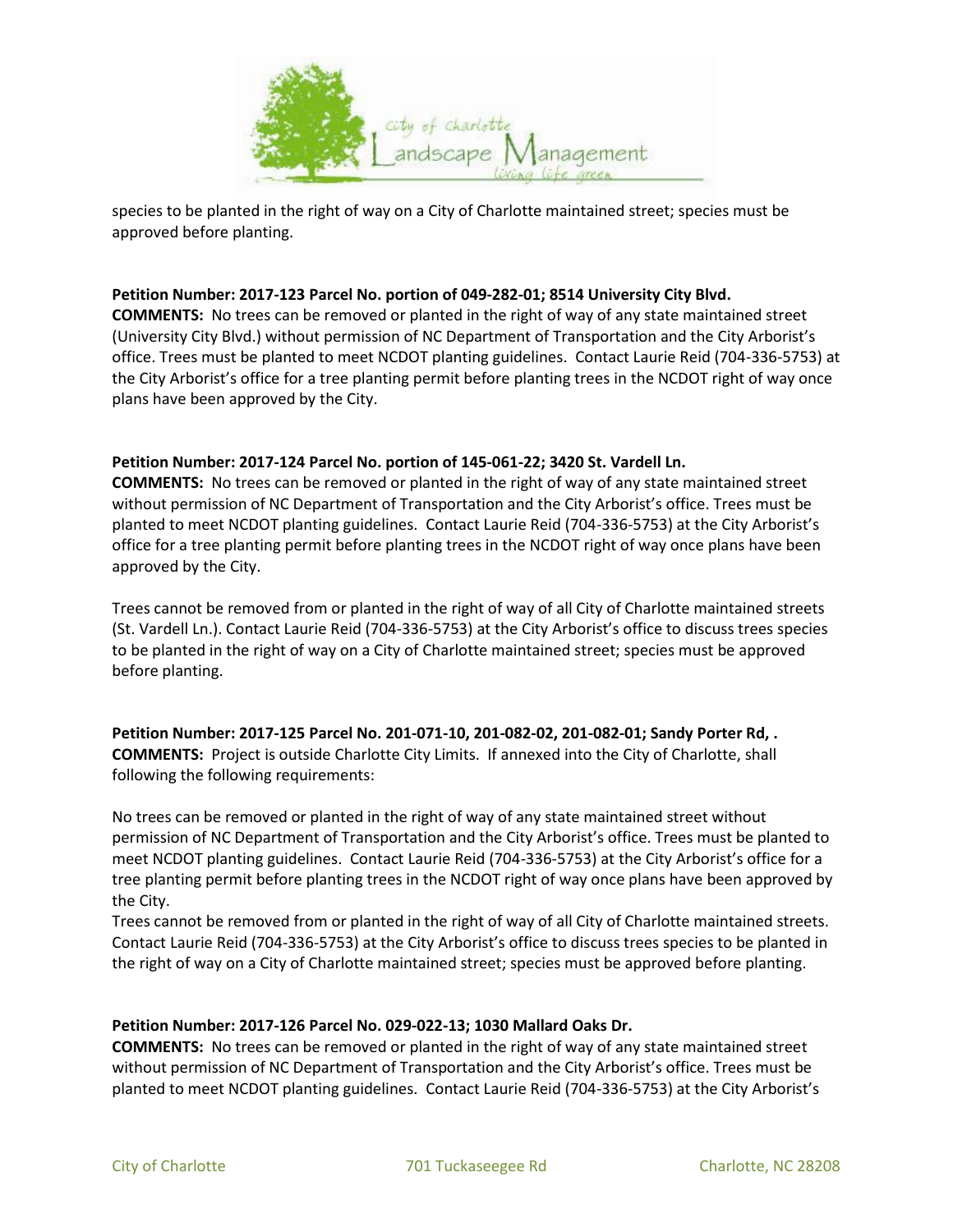species to be planted in the right of way on a City of Charlotte maintained street; species must be approved before planting.

**Petition Number: 2017-123 Parcel No. portion of 049-282-01; 8514 University City Blvd.**
**COMMENTS:** No trees can be removed or planted in the right of way of any state maintained street (University City Blvd.) without permission of NC Department of Transportation and the City Arborist's office. Trees must be planted to meet NCDOT planting guidelines. Contact Laurie Reid (704-336-5753) at the City Arborist's office for a tree planting permit before planting trees in the NCDOT right of way once plans have been approved by the City.

**Petition Number: 2017-124 Parcel No. portion of 145-061-22; 3420 St. Vardell Ln.**
**COMMENTS:** No trees can be removed or planted in the right of way of any state maintained street without permission of NC Department of Transportation and the City Arborist's office. Trees must be planted to meet NCDOT planting guidelines. Contact Laurie Reid (704-336-5753) at the City Arborist's office for a tree planting permit before planting trees in the NCDOT right of way once plans have been approved by the City.

Trees cannot be removed from or planted in the right of way of all City of Charlotte maintained streets (St. Vardell Ln.). Contact Laurie Reid (704-336-5753) at the City Arborist's office to discuss trees species to be planted in the right of way on a City of Charlotte maintained street; species must be approved before planting.

**Petition Number: 2017-125 Parcel No. 201-071-10, 201-082-02, 201-082-01; Sandy Porter Rd, .**
**COMMENTS:** Project is outside Charlotte City Limits. If annexed into the City of Charlotte, shall following the following requirements:

No trees can be removed or planted in the right of way of any state maintained street without permission of NC Department of Transportation and the City Arborist's office. Trees must be planted to meet NCDOT planting guidelines. Contact Laurie Reid (704-336-5753) at the City Arborist's office for a tree planting permit before planting trees in the NCDOT right of way once plans have been approved by the City.
Trees cannot be removed from or planted in the right of way of all City of Charlotte maintained streets. Contact Laurie Reid (704-336-5753) at the City Arborist's office to discuss trees species to be planted in the right of way on a City of Charlotte maintained street; species must be approved before planting.

**Petition Number: 2017-126 Parcel No. 029-022-13; 1030 Mallard Oaks Dr.**
**COMMENTS:** No trees can be removed or planted in the right of way of any state maintained street without permission of NC Department of Transportation and the City Arborist's office. Trees must be planted to meet NCDOT planting guidelines. Contact Laurie Reid (704-336-5753) at the City Arborist's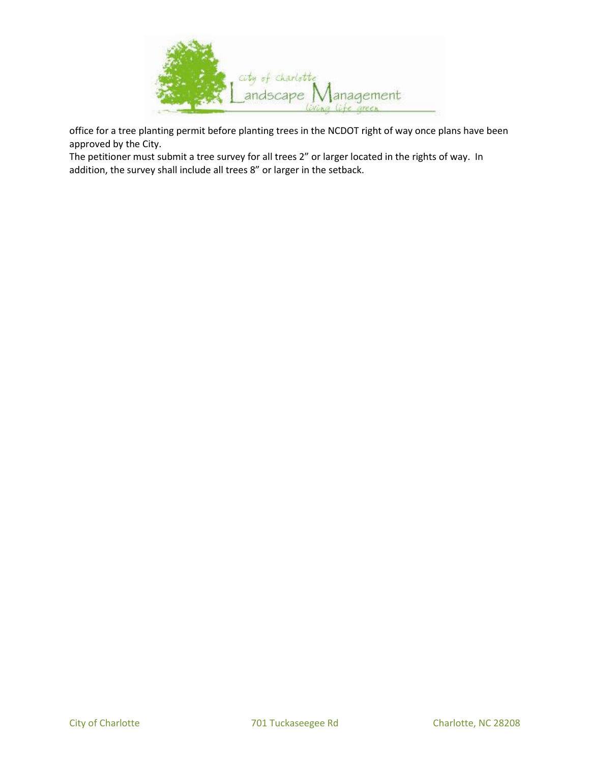office for a tree planting permit before planting trees in the NCDOT right of way once plans have been approved by the City.

The petitioner must submit a tree survey for all trees 2" or larger located in the rights of way. In addition, the survey shall include all trees 8" or larger in the setback.